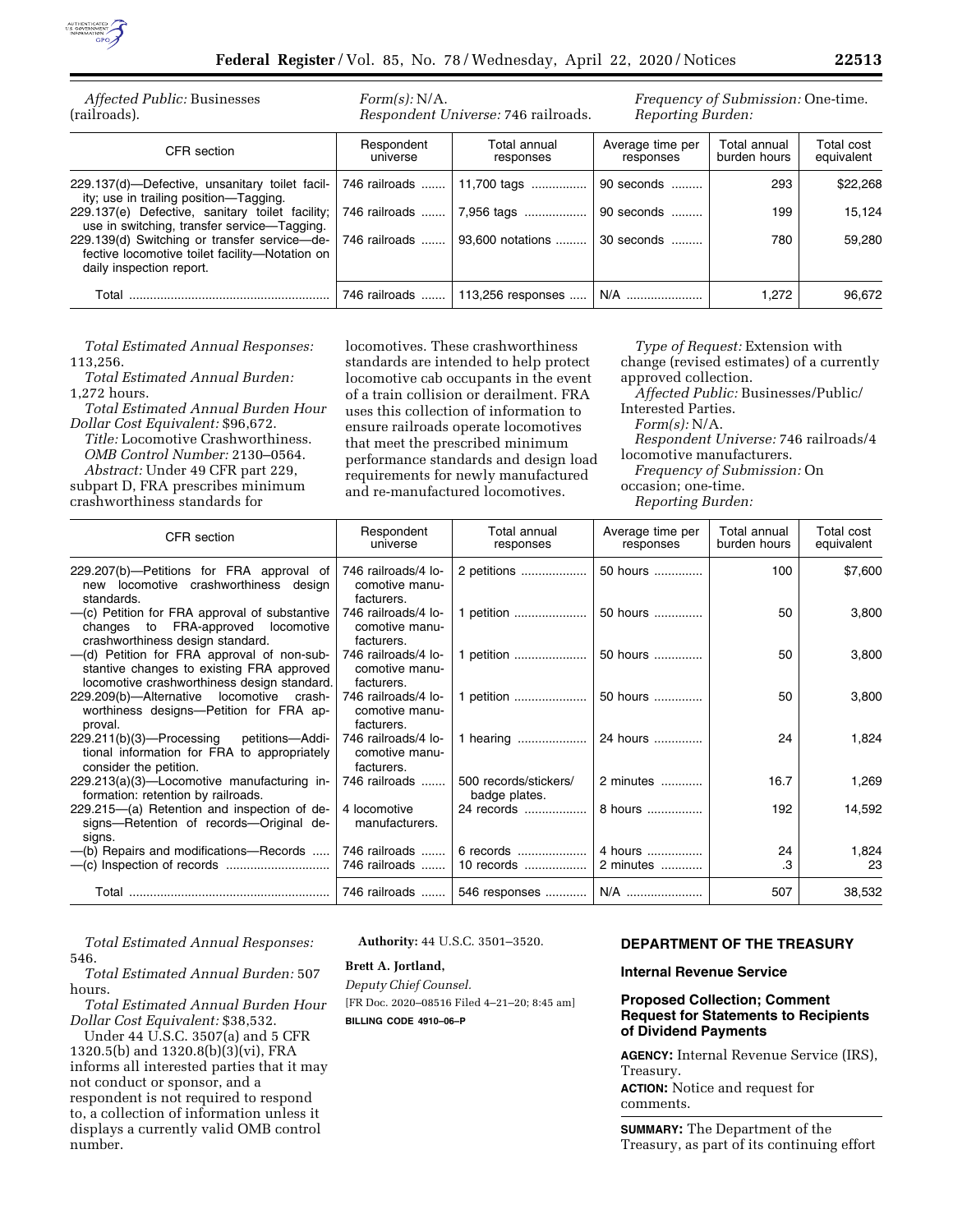*Affected Public:* Businesses (railroads).

*Form(s):* N/A.

*Respondent Universe:* 746 railroads.

*Frequency of Submission:* One-time.

*Reporting Burden:*

| CFR section | Respondent universe | Total annual responses | Average time per responses | Total annual burden hours | Total cost equivalent |
|---|---|---|---|---|---|
| 229.137(d)—Defective, unsanitary toilet facility; use in trailing position—Tagging. | 746 railroads | 11,700 tags | 90 seconds | 293 | $22,268 |
| 229.137(e) Defective, sanitary toilet facility; use in switching, transfer service—Tagging. | 746 railroads | 7,956 tags | 90 seconds | 199 | 15,124 |
| 229.139(d) Switching or transfer service—defective locomotive toilet facility—Notation on daily inspection report. | 746 railroads | 93,600 notations | 30 seconds | 780 | 59,280 |
| Total | 746 railroads | 113,256 responses | N/A | 1,272 | 96,672 |

*Total Estimated Annual Responses:* 113,256.

*Total Estimated Annual Burden:* 1,272 hours.

*Total Estimated Annual Burden Hour Dollar Cost Equivalent:* $96,672.

*Title:* Locomotive Crashworthiness.

*OMB Control Number:* 2130–0564.

*Abstract:* Under 49 CFR part 229, subpart D, FRA prescribes minimum crashworthiness standards for locomotives. These crashworthiness standards are intended to help protect locomotive cab occupants in the event of a train collision or derailment. FRA uses this collection of information to ensure railroads operate locomotives that meet the prescribed minimum performance standards and design load requirements for newly manufactured and re-manufactured locomotives.

*Type of Request:* Extension with change (revised estimates) of a currently approved collection.

*Affected Public:* Businesses/Public/Interested Parties.

*Form(s):* N/A.

*Respondent Universe:* 746 railroads/4 locomotive manufacturers.

*Frequency of Submission:* On occasion; one-time.

*Reporting Burden:*

| CFR section | Respondent universe | Total annual responses | Average time per responses | Total annual burden hours | Total cost equivalent |
|---|---|---|---|---|---|
| 229.207(b)—Petitions for FRA approval of new locomotive crashworthiness design standards. | 746 railroads/4 locomotive manufacturers. | 2 petitions | 50 hours | 100 | $7,600 |
| —(c) Petition for FRA approval of substantive changes to FRA-approved locomotive crashworthiness design standard. | 746 railroads/4 locomotive manufacturers. | 1 petition | 50 hours | 50 | 3,800 |
| —(d) Petition for FRA approval of non-substantive changes to existing FRA approved locomotive crashworthiness design standard. | 746 railroads/4 locomotive manufacturers. | 1 petition | 50 hours | 50 | 3,800 |
| 229.209(b)—Alternative locomotive crashworthiness designs—Petition for FRA approval. | 746 railroads/4 locomotive manufacturers. | 1 petition | 50 hours | 50 | 3,800 |
| 229.211(b)(3)—Processing petitions—Additional information for FRA to appropriately consider the petition. | 746 railroads/4 locomotive manufacturers. | 1 hearing | 24 hours | 24 | 1,824 |
| 229.213(a)(3)—Locomotive manufacturing information: retention by railroads. | 746 railroads | 500 records/stickers/badge plates. | 2 minutes | 16.7 | 1,269 |
| 229.215—(a) Retention and inspection of designs—Retention of records—Original designs. | 4 locomotive manufacturers. | 24 records | 8 hours | 192 | 14,592 |
| —(b) Repairs and modifications—Records | 746 railroads | 6 records | 4 hours | 24 | 1,824 |
| —(c) Inspection of records | 746 railroads | 10 records | 2 minutes | .3 | 23 |
| Total | 746 railroads | 546 responses | N/A | 507 | 38,532 |

*Total Estimated Annual Responses:* 546.

*Total Estimated Annual Burden:* 507 hours.

*Total Estimated Annual Burden Hour Dollar Cost Equivalent:* $38,532.

Under 44 U.S.C. 3507(a) and 5 CFR 1320.5(b) and 1320.8(b)(3)(vi), FRA informs all interested parties that it may not conduct or sponsor, and a respondent is not required to respond to, a collection of information unless it displays a currently valid OMB control number.

**Authority:** 44 U.S.C. 3501–3520.

**Brett A. Jortland,**

*Deputy Chief Counsel.*

[FR Doc. 2020–08516 Filed 4–21–20; 8:45 am]

**BILLING CODE 4910–06–P**

## DEPARTMENT OF THE TREASURY

### Internal Revenue Service

### Proposed Collection; Comment Request for Statements to Recipients of Dividend Payments

**AGENCY:** Internal Revenue Service (IRS), Treasury.

**ACTION:** Notice and request for comments.

**SUMMARY:** The Department of the Treasury, as part of its continuing effort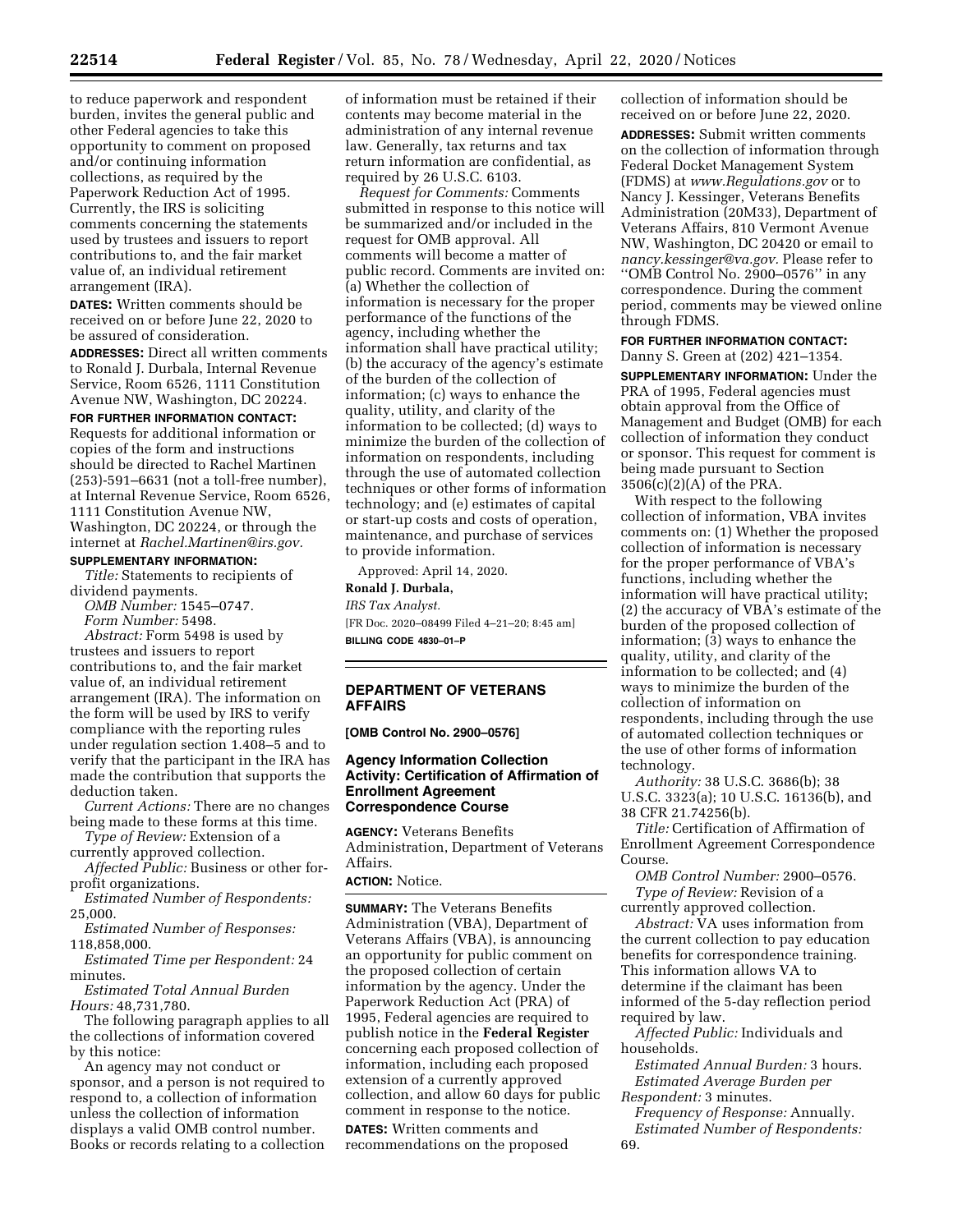to reduce paperwork and respondent burden, invites the general public and other Federal agencies to take this opportunity to comment on proposed and/or continuing information collections, as required by the Paperwork Reduction Act of 1995. Currently, the IRS is soliciting comments concerning the statements used by trustees and issuers to report contributions to, and the fair market value of, an individual retirement arrangement (IRA).

**DATES:** Written comments should be received on or before June 22, 2020 to be assured of consideration.

**ADDRESSES:** Direct all written comments to Ronald J. Durbala, Internal Revenue Service, Room 6526, 1111 Constitution Avenue NW, Washington, DC 20224.

**FOR FURTHER INFORMATION CONTACT:** Requests for additional information or copies of the form and instructions should be directed to Rachel Martinen (253)-591–6631 (not a toll-free number), at Internal Revenue Service, Room 6526, 1111 Constitution Avenue NW, Washington, DC 20224, or through the internet at *Rachel.Martinen@irs.gov.*

**SUPPLEMENTARY INFORMATION:**

*Title:* Statements to recipients of dividend payments.

*OMB Number:* 1545–0747.

*Form Number:* 5498.

*Abstract:* Form 5498 is used by trustees and issuers to report contributions to, and the fair market value of, an individual retirement arrangement (IRA). The information on the form will be used by IRS to verify compliance with the reporting rules under regulation section 1.408–5 and to verify that the participant in the IRA has made the contribution that supports the deduction taken.

*Current Actions:* There are no changes being made to these forms at this time.

*Type of Review:* Extension of a currently approved collection.

*Affected Public:* Business or other for-profit organizations.

*Estimated Number of Respondents:* 25,000.

*Estimated Number of Responses:* 118,858,000.

*Estimated Time per Respondent:* 24 minutes.

*Estimated Total Annual Burden Hours:* 48,731,780.

The following paragraph applies to all the collections of information covered by this notice:

An agency may not conduct or sponsor, and a person is not required to respond to, a collection of information unless the collection of information displays a valid OMB control number. Books or records relating to a collection of information must be retained if their contents may become material in the administration of any internal revenue law. Generally, tax returns and tax return information are confidential, as required by 26 U.S.C. 6103.

*Request for Comments:* Comments submitted in response to this notice will be summarized and/or included in the request for OMB approval. All comments will become a matter of public record. Comments are invited on: (a) Whether the collection of information is necessary for the proper performance of the functions of the agency, including whether the information shall have practical utility; (b) the accuracy of the agency's estimate of the burden of the collection of information; (c) ways to enhance the quality, utility, and clarity of the information to be collected; (d) ways to minimize the burden of the collection of information on respondents, including through the use of automated collection techniques or other forms of information technology; and (e) estimates of capital or start-up costs and costs of operation, maintenance, and purchase of services to provide information.

Approved: April 14, 2020.

**Ronald J. Durbala,**

*IRS Tax Analyst.*

[FR Doc. 2020–08499 Filed 4–21–20; 8:45 am]

**BILLING CODE 4830–01–P**

## DEPARTMENT OF VETERANS AFFAIRS

**[OMB Control No. 2900–0576]**

### Agency Information Collection Activity: Certification of Affirmation of Enrollment Agreement Correspondence Course

**AGENCY:** Veterans Benefits Administration, Department of Veterans Affairs.

**ACTION:** Notice.

**SUMMARY:** The Veterans Benefits Administration (VBA), Department of Veterans Affairs (VBA), is announcing an opportunity for public comment on the proposed collection of certain information by the agency. Under the Paperwork Reduction Act (PRA) of 1995, Federal agencies are required to publish notice in the **Federal Register** concerning each proposed collection of information, including each proposed extension of a currently approved collection, and allow 60 days for public comment in response to the notice.

**DATES:** Written comments and recommendations on the proposed collection of information should be received on or before June 22, 2020.

**ADDRESSES:** Submit written comments on the collection of information through Federal Docket Management System (FDMS) at *www.Regulations.gov* or to Nancy J. Kessinger, Veterans Benefits Administration (20M33), Department of Veterans Affairs, 810 Vermont Avenue NW, Washington, DC 20420 or email to *nancy.kessinger@va.gov.* Please refer to ''OMB Control No. 2900–0576'' in any correspondence. During the comment period, comments may be viewed online through FDMS.

**FOR FURTHER INFORMATION CONTACT:** Danny S. Green at (202) 421–1354.

**SUPPLEMENTARY INFORMATION:** Under the PRA of 1995, Federal agencies must obtain approval from the Office of Management and Budget (OMB) for each collection of information they conduct or sponsor. This request for comment is being made pursuant to Section 3506(c)(2)(A) of the PRA.

With respect to the following collection of information, VBA invites comments on: (1) Whether the proposed collection of information is necessary for the proper performance of VBA's functions, including whether the information will have practical utility; (2) the accuracy of VBA's estimate of the burden of the proposed collection of information; (3) ways to enhance the quality, utility, and clarity of the information to be collected; and (4) ways to minimize the burden of the collection of information on respondents, including through the use of automated collection techniques or the use of other forms of information technology.

*Authority:* 38 U.S.C. 3686(b); 38 U.S.C. 3323(a); 10 U.S.C. 16136(b), and 38 CFR 21.74256(b).

*Title:* Certification of Affirmation of Enrollment Agreement Correspondence Course.

*OMB Control Number:* 2900–0576.

*Type of Review:* Revision of a currently approved collection.

*Abstract:* VA uses information from the current collection to pay education benefits for correspondence training. This information allows VA to determine if the claimant has been informed of the 5-day reflection period required by law.

*Affected Public:* Individuals and households.

*Estimated Annual Burden:* 3 hours.

*Estimated Average Burden per Respondent:* 3 minutes.

*Frequency of Response:* Annually.

*Estimated Number of Respondents:* 69.